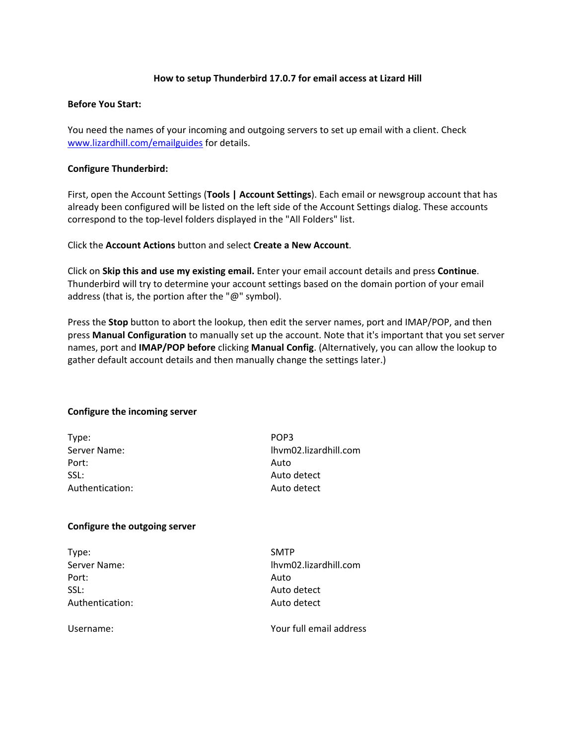# How to setup Thunderbird 17.0.7 for email access at Lizard Hill

**Before You Start:**

You need the names of your incoming and outgoing servers to set up email with a client. Check [www.lizardhill.com/emailguides](http://www.lizardhill.com/emailguides) for details.

**Configure Thunderbird:**

First, open the Account Settings (**Tools | Account Settings**). Each email or newsgroup account that has already been configured will be listed on the left side of the Account Settings dialog. These accounts correspond to the top-level folders displayed in the "All Folders" list.

Click the **Account Actions** button and select **Create a New Account**.

Click on **Skip this and use my existing email.** Enter your email account details and press **Continue**. Thunderbird will try to determine your account settings based on the domain portion of your email address (that is, the portion after the "@" symbol).

Press the **Stop** button to abort the lookup, then edit the server names, port and IMAP/POP, and then press **Manual Configuration** to manually set up the account. Note that it's important that you set server names, port and **IMAP/POP before** clicking **Manual Config**. (Alternatively, you can allow the lookup to gather default account details and then manually change the settings later.)

**Configure the incoming server**

| | |
|---|---|
| Type: | POP3 |
| Server Name: | lhvm02.lizardhill.com |
| Port: | Auto |
| SSL: | Auto detect |
| Authentication: | Auto detect |

**Configure the outgoing server**

| | |
|---|---|
| Type: | SMTP |
| Server Name: | lhvm02.lizardhill.com |
| Port: | Auto |
| SSL: | Auto detect |
| Authentication: | Auto detect |
| | |
| Username: | Your full email address |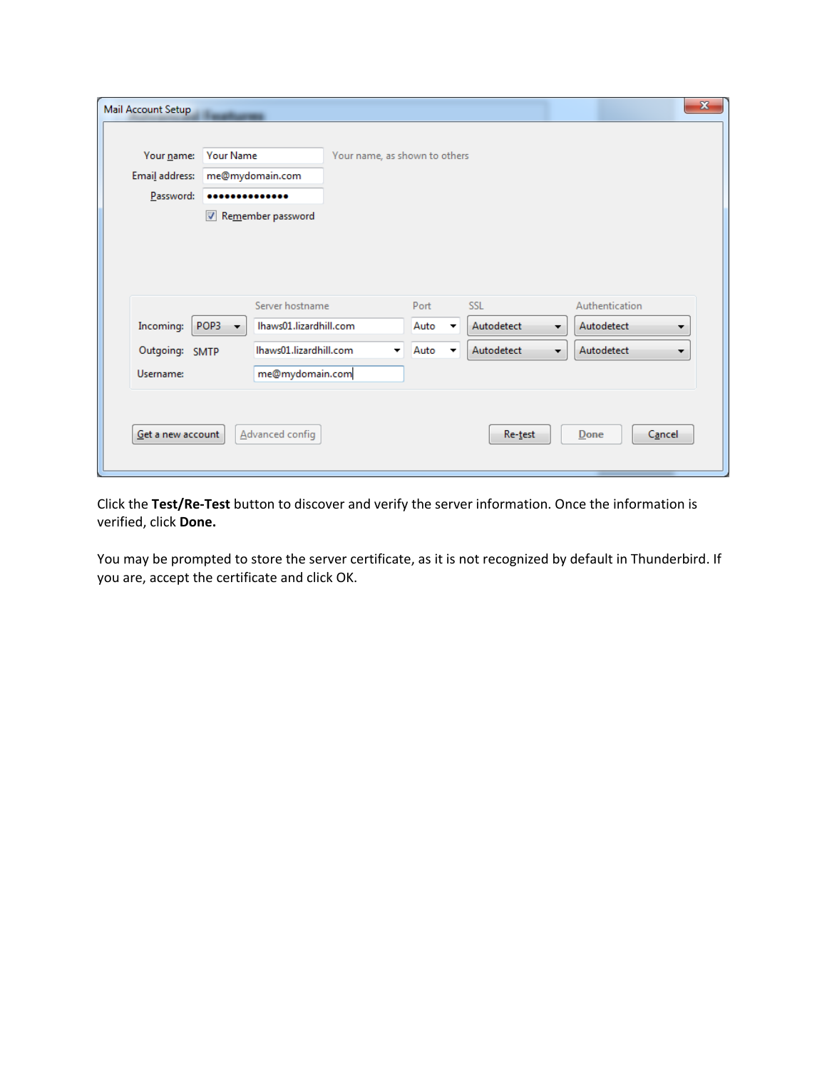Click the **Test/Re-Test** button to discover and verify the server information. Once the information is verified, click **Done.**

You may be prompted to store the server certificate, as it is not recognized by default in Thunderbird. If you are, accept the certificate and click OK.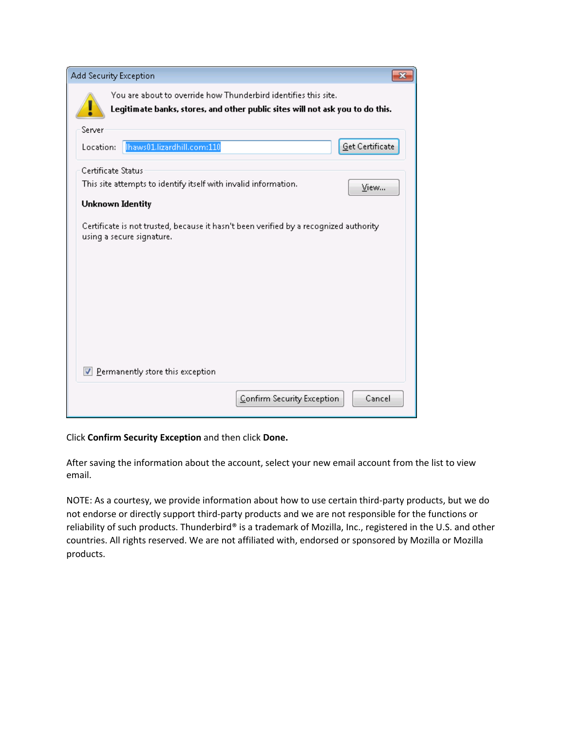Add Security Exception

You are about to override how Thunderbird identifies this site.
**Legitimate banks, stores, and other public sites will not ask you to do this.**

Server

Location: lhaws01.lizardhill.com:110 Get Certificate

Certificate Status

This site attempts to identify itself with invalid information. View...

**Unknown Identity**

Certificate is not trusted, because it hasn't been verified by a recognized authority using a secure signature.

☑ Permanently store this exception

Confirm Security Exception Cancel

Click **Confirm Security Exception** and then click **Done.**

After saving the information about the account, select your new email account from the list to view email.

NOTE: As a courtesy, we provide information about how to use certain third-party products, but we do not endorse or directly support third-party products and we are not responsible for the functions or reliability of such products. Thunderbird® is a trademark of Mozilla, Inc., registered in the U.S. and other countries. All rights reserved. We are not affiliated with, endorsed or sponsored by Mozilla or Mozilla products.